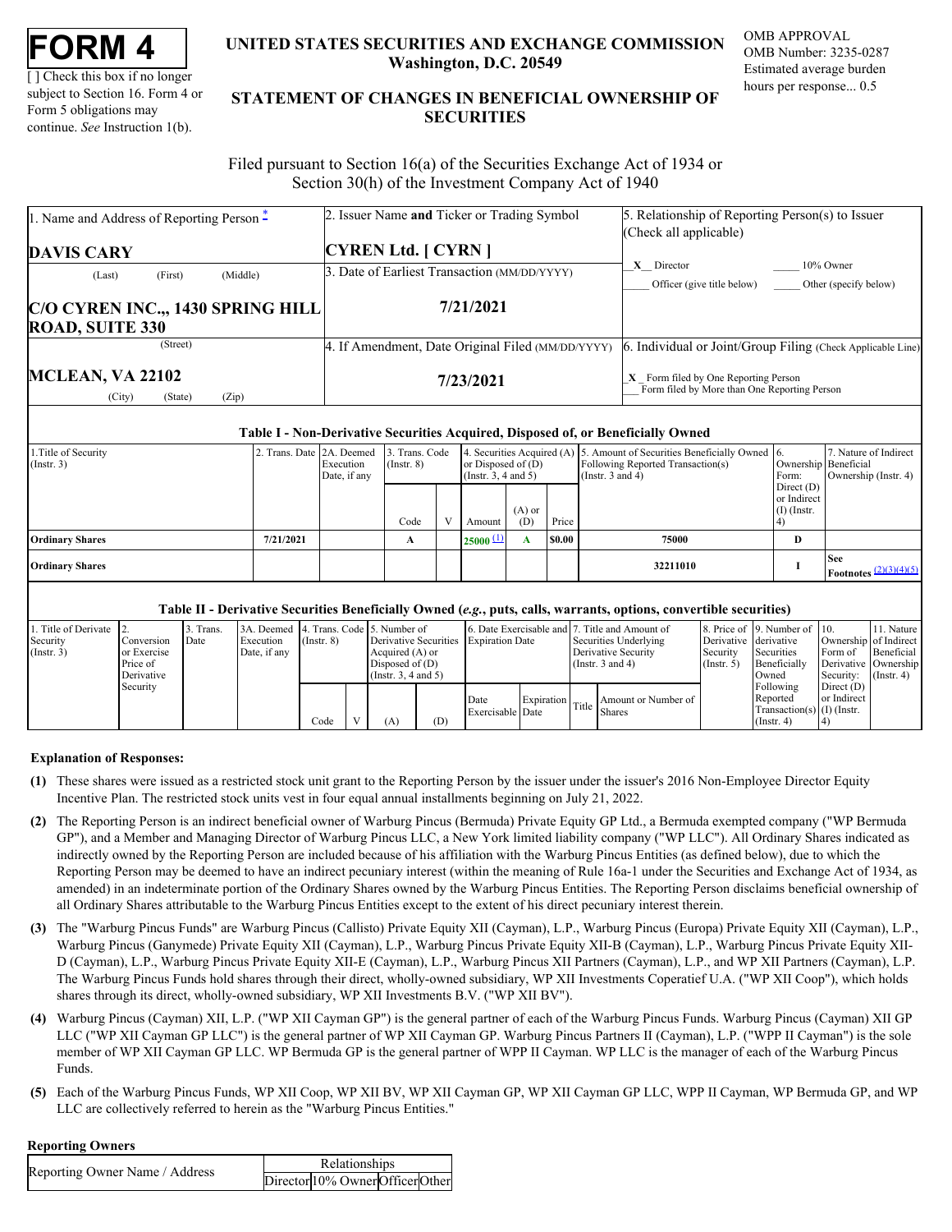# FORM 4

[ ] Check this box if no longer subject to Section 16. Form 4 or Form 5 obligations may continue. *See* Instruction 1(b).

## UNITED STATES SECURITIES AND EXCHANGE COMMISSION
Washington, D.C. 20549

## STATEMENT OF CHANGES IN BENEFICIAL OWNERSHIP OF SECURITIES

OMB APPROVAL
OMB Number: 3235-0287
Estimated average burden hours per response... 0.5

Filed pursuant to Section 16(a) of the Securities Exchange Act of 1934 or Section 30(h) of the Investment Company Act of 1940

| 1. Name and Address of Reporting Person * | 2. Issuer Name **and** Ticker or Trading Symbol | 5. Relationship of Reporting Person(s) to Issuer (Check all applicable) |
|---|---|---|
| **DAVIS CARY** (Last) (First) (Middle) | **CYREN Ltd. [ CYRN ]** | X Director ___ 10% Owner ___ Officer (give title below) ___ Other (specify below) |
| | 3. Date of Earliest Transaction (MM/DD/YYYY) **7/21/2021** | |
| **C/O CYREN INC.,, 1430 SPRING HILL ROAD, SUITE 330** (Street) | 4. If Amendment, Date Original Filed (MM/DD/YYYY) **7/23/2021** | 6. Individual or Joint/Group Filing (Check Applicable Line) X Form filed by One Reporting Person ___ Form filed by More than One Reporting Person |
| **MCLEAN, VA 22102** (City) (State) (Zip) | | |

### Table I - Non-Derivative Securities Acquired, Disposed of, or Beneficially Owned

| 1.Title of Security (Instr. 3) | 2. Trans. Date | 2A. Deemed Execution Date, if any | 3. Trans. Code (Instr. 8) | | 4. Securities Acquired (A) or Disposed of (D) (Instr. 3, 4 and 5) | | | 5. Amount of Securities Beneficially Owned Following Reported Transaction(s) (Instr. 3 and 4) | 6. Ownership Form: Direct (D) or Indirect (I) (Instr. 4) | 7. Nature of Indirect Beneficial Ownership (Instr. 4) |
|---|---|---|---|---|---|---|---|---|---|---|
| | | | Code | V | Amount | (A) or (D) | Price | | | |
| **Ordinary Shares** | **7/21/2021** | | **A** | | **25000** (1) | **A** | **$0.00** | **75000** | **D** | |
| **Ordinary Shares** | | | | | | | | **32211010** | **I** | **See Footnotes** (2)(3)(4)(5) |

### Table II - Derivative Securities Beneficially Owned (*e.g.*, puts, calls, warrants, options, convertible securities)

| 1. Title of Derivate Security (Instr. 3) | 2. Conversion or Exercise Price of Derivative Security | 3. Trans. Date | 3A. Deemed Execution Date, if any | 4. Trans. Code (Instr. 8) | | 5. Number of Derivative Securities Acquired (A) or Disposed of (D) (Instr. 3, 4 and 5) | | 6. Date Exercisable and Expiration Date | | 7. Title and Amount of Securities Underlying Derivative Security (Instr. 3 and 4) | | 8. Price of Derivative Security (Instr. 5) | 9. Number of derivative Securities Beneficially Owned Following Reported Transaction(s) (Instr. 4) | 10. Ownership Form of Derivative Security: Direct (D) or Indirect (I) (Instr. 4) | 11. Nature of Indirect Beneficial Ownership (Instr. 4) |
|---|---|---|---|---|---|---|---|---|---|---|---|---|---|---|---|
| | | | | Code | V | (A) | (D) | Date Exercisable | Expiration Date | Title | Amount or Number of Shares | | | | |

## Explanation of Responses:

**(1)** These shares were issued as a restricted stock unit grant to the Reporting Person by the issuer under the issuer's 2016 Non-Employee Director Equity Incentive Plan. The restricted stock units vest in four equal annual installments beginning on July 21, 2022.

**(2)** The Reporting Person is an indirect beneficial owner of Warburg Pincus (Bermuda) Private Equity GP Ltd., a Bermuda exempted company ("WP Bermuda GP"), and a Member and Managing Director of Warburg Pincus LLC, a New York limited liability company ("WP LLC"). All Ordinary Shares indicated as indirectly owned by the Reporting Person are included because of his affiliation with the Warburg Pincus Entities (as defined below), due to which the Reporting Person may be deemed to have an indirect pecuniary interest (within the meaning of Rule 16a-1 under the Securities and Exchange Act of 1934, as amended) in an indeterminate portion of the Ordinary Shares owned by the Warburg Pincus Entities. The Reporting Person disclaims beneficial ownership of all Ordinary Shares attributable to the Warburg Pincus Entities except to the extent of his direct pecuniary interest therein.

**(3)** The "Warburg Pincus Funds" are Warburg Pincus (Callisto) Private Equity XII (Cayman), L.P., Warburg Pincus (Europa) Private Equity XII (Cayman), L.P., Warburg Pincus (Ganymede) Private Equity XII (Cayman), L.P., Warburg Pincus Private Equity XII-B (Cayman), L.P., Warburg Pincus Private Equity XII-D (Cayman), L.P., Warburg Pincus Private Equity XII-E (Cayman), L.P., Warburg Pincus XII Partners (Cayman), L.P., and WP XII Partners (Cayman), L.P. The Warburg Pincus Funds hold shares through their direct, wholly-owned subsidiary, WP XII Investments Coperatief U.A. ("WP XII Coop"), which holds shares through its direct, wholly-owned subsidiary, WP XII Investments B.V. ("WP XII BV").

**(4)** Warburg Pincus (Cayman) XII, L.P. ("WP XII Cayman GP") is the general partner of each of the Warburg Pincus Funds. Warburg Pincus (Cayman) XII GP LLC ("WP XII Cayman GP LLC") is the general partner of WP XII Cayman GP. Warburg Pincus Partners II (Cayman), L.P. ("WPP II Cayman") is the sole member of WP XII Cayman GP LLC. WP Bermuda GP is the general partner of WPP II Cayman. WP LLC is the manager of each of the Warburg Pincus Funds.

**(5)** Each of the Warburg Pincus Funds, WP XII Coop, WP XII BV, WP XII Cayman GP, WP XII Cayman GP LLC, WPP II Cayman, WP Bermuda GP, and WP LLC are collectively referred to herein as the "Warburg Pincus Entities."

## Reporting Owners

| Reporting Owner Name / Address | Relationships | | | |
|---|---|---|---|---|
| | Director | 10% Owner | Officer | Other |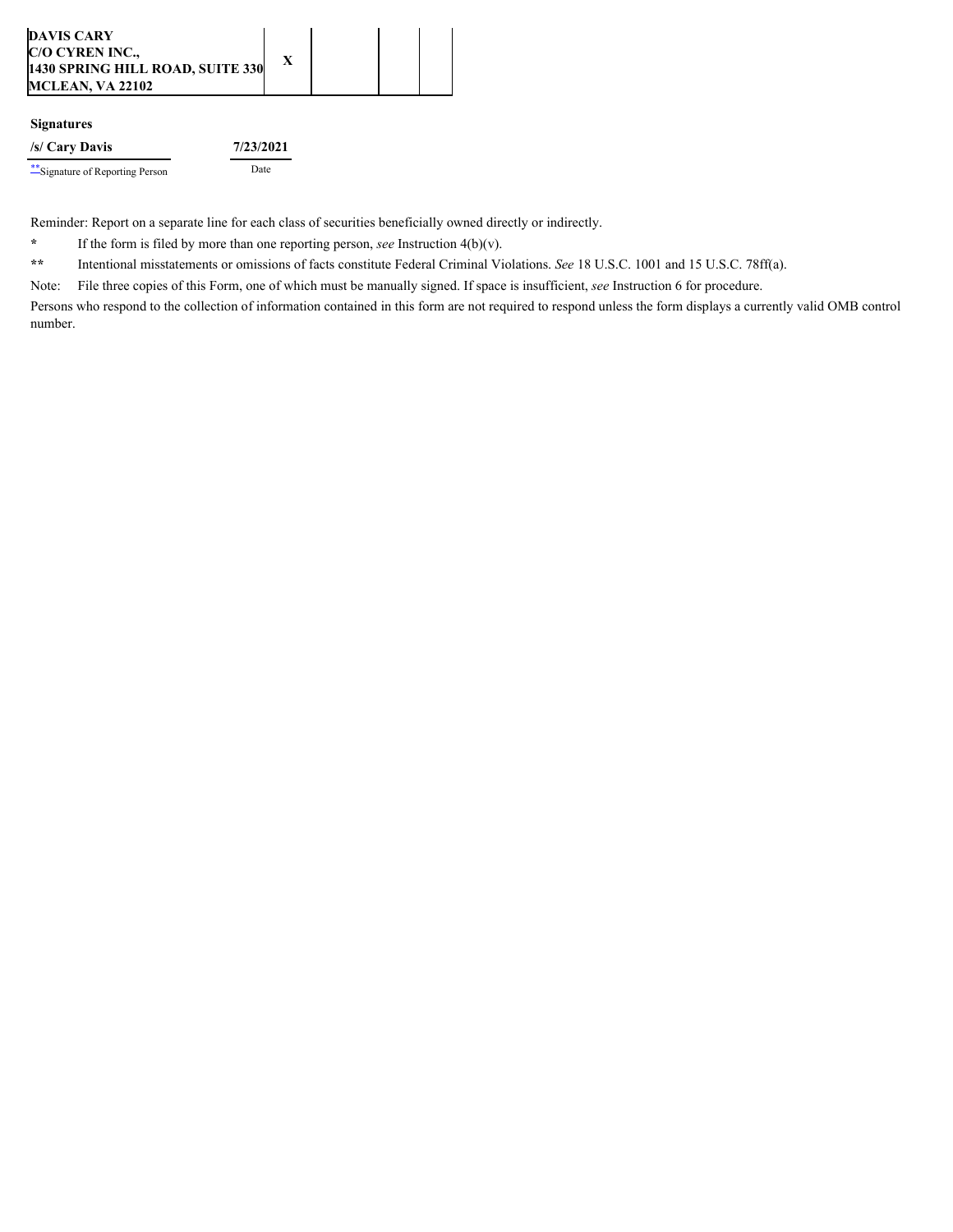| | | | | |
| --- | --- | --- | --- | --- |
| **DAVIS CARY**<br>**C/O CYREN INC.,**<br>**1430 SPRING HILL ROAD, SUITE 330**<br>**MCLEAN, VA 22102** | **X** | | | |

**Signatures**

| | |
| --- | --- |
| **/s/ Cary Davis** | **7/23/2021** |
| **Signature of Reporting Person | Date |

Reminder: Report on a separate line for each class of securities beneficially owned directly or indirectly.

\* If the form is filed by more than one reporting person, *see* Instruction 4(b)(v).

\*\* Intentional misstatements or omissions of facts constitute Federal Criminal Violations. *See* 18 U.S.C. 1001 and 15 U.S.C. 78ff(a).

Note: File three copies of this Form, one of which must be manually signed. If space is insufficient, *see* Instruction 6 for procedure.

Persons who respond to the collection of information contained in this form are not required to respond unless the form displays a currently valid OMB control number.